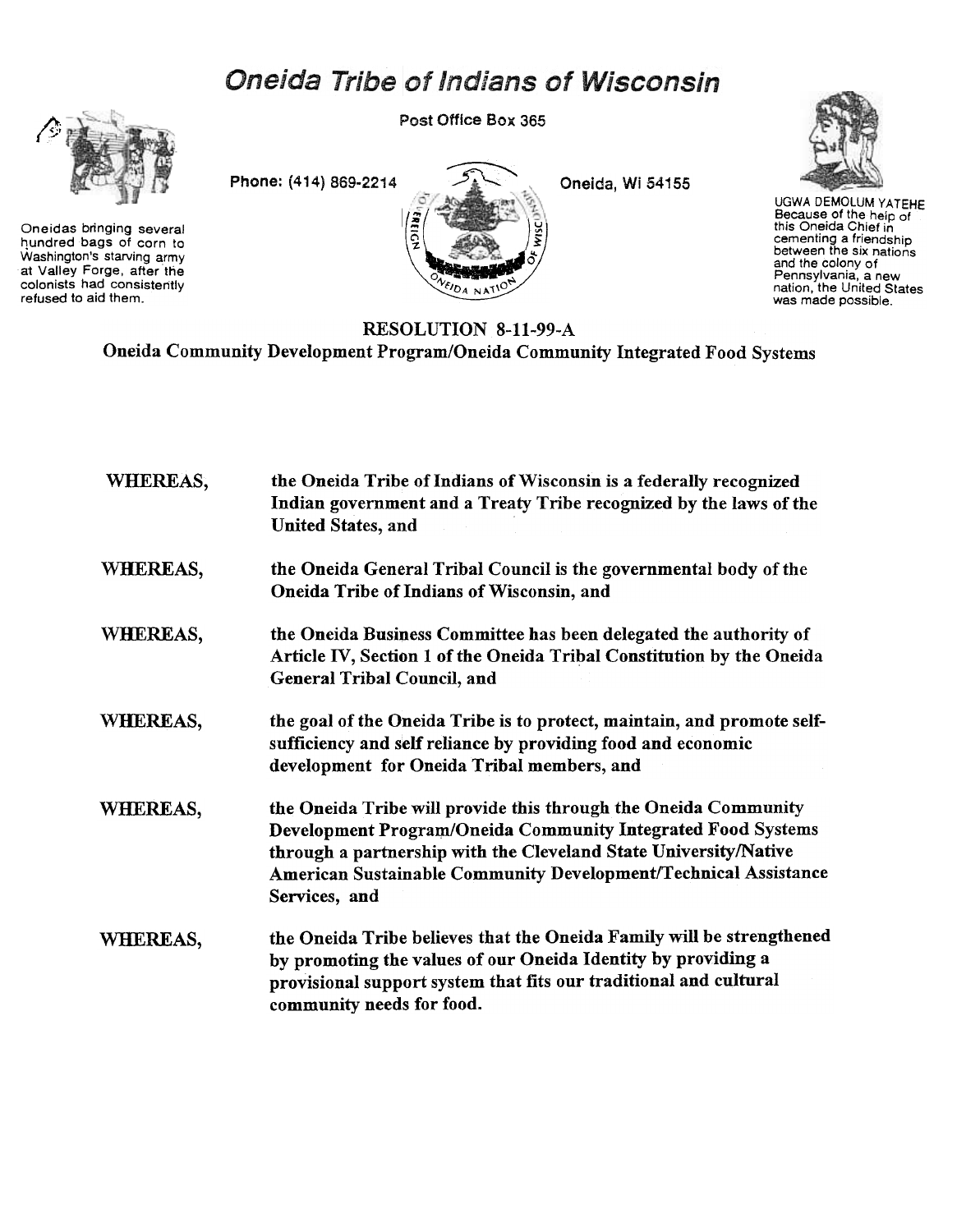# Oneida Tribe of Indians of Wisconsin

Post Office Box 365

Phone: (414) 869-2214

Oneida, Wi 54155

Oneidas bringing several hundred bags of corn to Washington's starving army at Valley Forge, after the colonists had consistently refused to aid them.

UGWA DEMOLUM YATEHE Because of the help of this Oneida Chief in cementing a friendship between the six nations and the colony of Pennsylvania, a new nation, the United States was made possible.

## RESOLUTION 8-11-99-A

## Oneida Community Development Program/Oneida Community Integrated Food Systems

**WHEREAS,** the Oneida Tribe of Indians of Wisconsin is a federally recognized Indian government and a Treaty Tribe recognized by the laws of the United States, and

**WHEREAS,** the Oneida General Tribal Council is the governmental body of the Oneida Tribe of Indians of Wisconsin, and

**WHEREAS,** the Oneida Business Committee has been delegated the authority of Article IV, Section 1 of the Oneida Tribal Constitution by the Oneida General Tribal Council, and

**WHEREAS,** the goal of the Oneida Tribe is to protect, maintain, and promote self-sufficiency and self reliance by providing food and economic development for Oneida Tribal members, and

**WHEREAS,** the Oneida Tribe will provide this through the Oneida Community Development Program/Oneida Community Integrated Food Systems through a partnership with the Cleveland State University/Native American Sustainable Community Development/Technical Assistance Services, and

**WHEREAS,** the Oneida Tribe believes that the Oneida Family will be strengthened by promoting the values of our Oneida Identity by providing a provisional support system that fits our traditional and cultural community needs for food.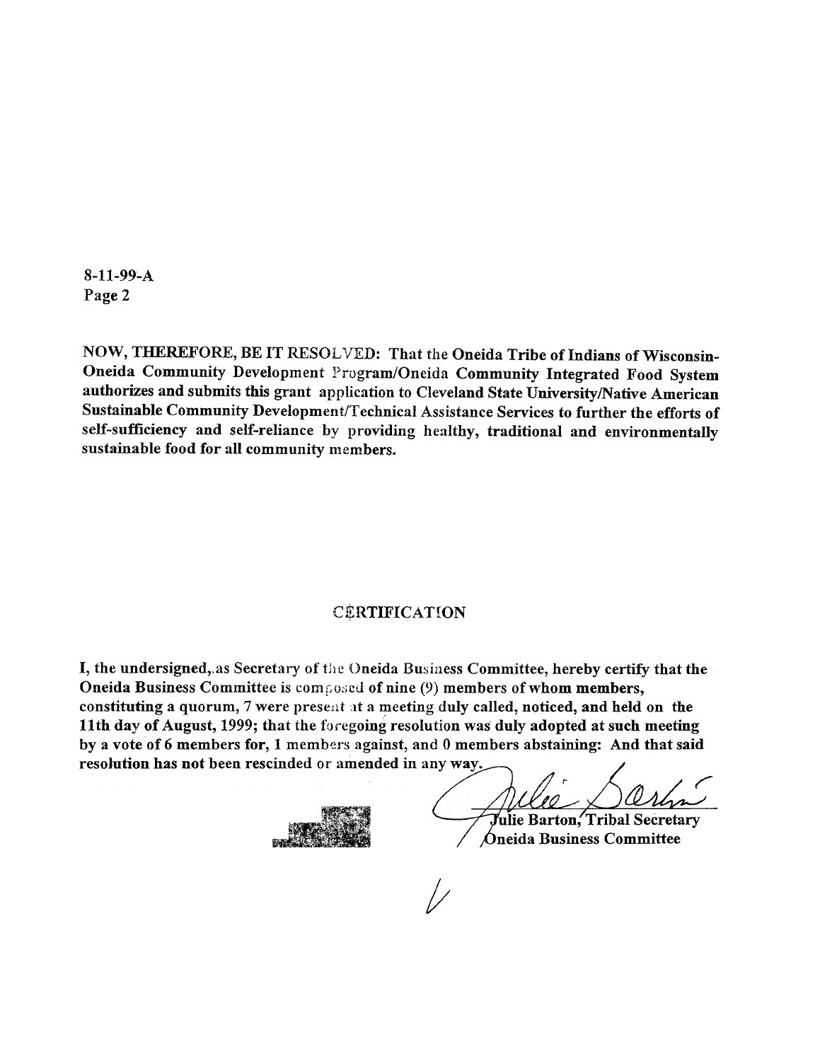8-11-99-A
Page 2

**NOW, THEREFORE, BE IT RESOLVED: That the Oneida Tribe of Indians of Wisconsin-Oneida Community Development Program/Oneida Community Integrated Food System authorizes and submits this grant application to Cleveland State University/Native American Sustainable Community Development/Technical Assistance Services to further the efforts of self-sufficiency and self-reliance by providing healthy, traditional and environmentally sustainable food for all community members.**

## CERTIFICATION

**I, the undersigned, as Secretary of the Oneida Business Committee, hereby certify that the Oneida Business Committee is composed of nine (9) members of whom members, constituting a quorum, 7 were present at a meeting duly called, noticed, and held on the 11th day of August, 1999; that the foregoing resolution was duly adopted at such meeting by a vote of 6 members for, 1 members against, and 0 members abstaining: And that said resolution has not been rescinded or amended in any way.**

**Julie Barton, Tribal Secretary**
**Oneida Business Committee**